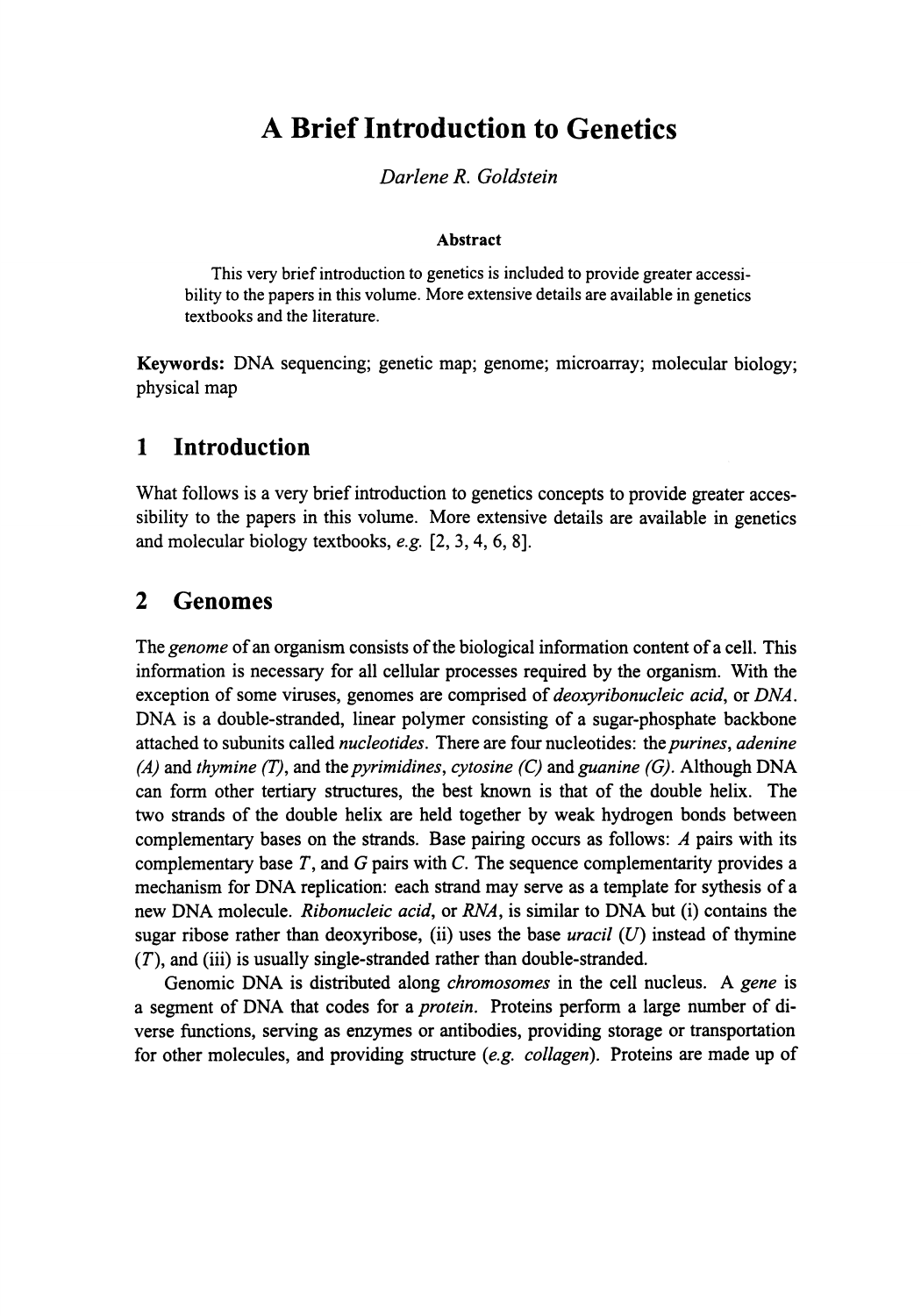# A Brief Introduction to Genetics

*Darlene R. Goldstein*

**Abstract**

This very brief introduction to genetics is included to provide greater accessibility to the papers in this volume. More extensive details are available in genetics textbooks and the literature.

**Keywords:** DNA sequencing; genetic map; genome; microarray; molecular biology; physical map

## 1 Introduction

What follows is a very brief introduction to genetics concepts to provide greater accessibility to the papers in this volume. More extensive details are available in genetics and molecular biology textbooks, *e.g.* [2, 3, 4, 6, 8].

## 2 Genomes

The *genome* of an organism consists of the biological information content of a cell. This information is necessary for all cellular processes required by the organism. With the exception of some viruses, genomes are comprised of *deoxyribonucleic acid*, or *DNA*. DNA is a double-stranded, linear polymer consisting of a sugar-phosphate backbone attached to subunits called *nucleotides*. There are four nucleotides: the *purines*, *adenine (A)* and *thymine (T)*, and the *pyrimidines*, *cytosine (C)* and *guanine (G)*. Although DNA can form other tertiary structures, the best known is that of the double helix. The two strands of the double helix are held together by weak hydrogen bonds between complementary bases on the strands. Base pairing occurs as follows: *A* pairs with its complementary base *T*, and *G* pairs with *C*. The sequence complementarity provides a mechanism for DNA replication: each strand may serve as a template for sythesis of a new DNA molecule. *Ribonucleic acid*, or *RNA*, is similar to DNA but (i) contains the sugar ribose rather than deoxyribose, (ii) uses the base *uracil (U)* instead of thymine (*T*), and (iii) is usually single-stranded rather than double-stranded.

Genomic DNA is distributed along *chromosomes* in the cell nucleus. A *gene* is a segment of DNA that codes for a *protein*. Proteins perform a large number of diverse functions, serving as enzymes or antibodies, providing storage or transportation for other molecules, and providing structure (*e.g. collagen*). Proteins are made up of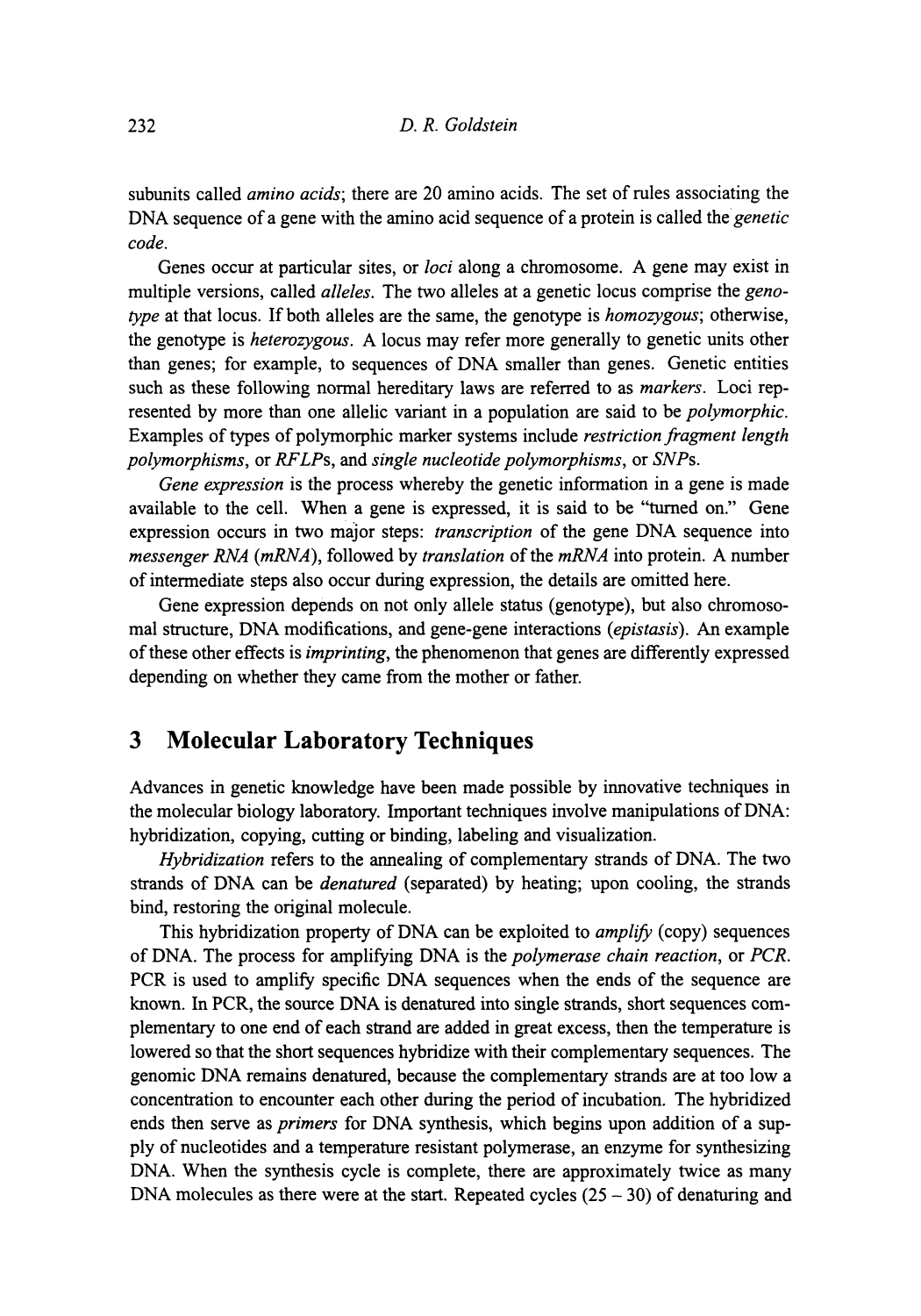subunits called *amino acids*; there are 20 amino acids. The set of rules associating the DNA sequence of a gene with the amino acid sequence of a protein is called the *genetic code*.

Genes occur at particular sites, or *loci* along a chromosome. A gene may exist in multiple versions, called *alleles*. The two alleles at a genetic locus comprise the *genotype* at that locus. If both alleles are the same, the genotype is *homozygous*; otherwise, the genotype is *heterozygous*. A locus may refer more generally to genetic units other than genes; for example, to sequences of DNA smaller than genes. Genetic entities such as these following normal hereditary laws are referred to as *markers*. Loci represented by more than one allelic variant in a population are said to be *polymorphic*. Examples of types of polymorphic marker systems include *restriction fragment length polymorphisms*, or *RFLPs*, and *single nucleotide polymorphisms*, or *SNPs*.

*Gene expression* is the process whereby the genetic information in a gene is made available to the cell. When a gene is expressed, it is said to be "turned on." Gene expression occurs in two major steps: *transcription* of the gene DNA sequence into *messenger RNA (mRNA)*, followed by *translation* of the *mRNA* into protein. A number of intermediate steps also occur during expression, the details are omitted here.

Gene expression depends on not only allele status (genotype), but also chromosomal structure, DNA modifications, and gene-gene interactions (*epistasis*). An example of these other effects is *imprinting*, the phenomenon that genes are differently expressed depending on whether they came from the mother or father.

## 3 Molecular Laboratory Techniques

Advances in genetic knowledge have been made possible by innovative techniques in the molecular biology laboratory. Important techniques involve manipulations of DNA: hybridization, copying, cutting or binding, labeling and visualization.

*Hybridization* refers to the annealing of complementary strands of DNA. The two strands of DNA can be *denatured* (separated) by heating; upon cooling, the strands bind, restoring the original molecule.

This hybridization property of DNA can be exploited to *amplify* (copy) sequences of DNA. The process for amplifying DNA is the *polymerase chain reaction*, or *PCR*. PCR is used to amplify specific DNA sequences when the ends of the sequence are known. In PCR, the source DNA is denatured into single strands, short sequences complementary to one end of each strand are added in great excess, then the temperature is lowered so that the short sequences hybridize with their complementary sequences. The genomic DNA remains denatured, because the complementary strands are at too low a concentration to encounter each other during the period of incubation. The hybridized ends then serve as *primers* for DNA synthesis, which begins upon addition of a supply of nucleotides and a temperature resistant polymerase, an enzyme for synthesizing DNA. When the synthesis cycle is complete, there are approximately twice as many DNA molecules as there were at the start. Repeated cycles (25 – 30) of denaturing and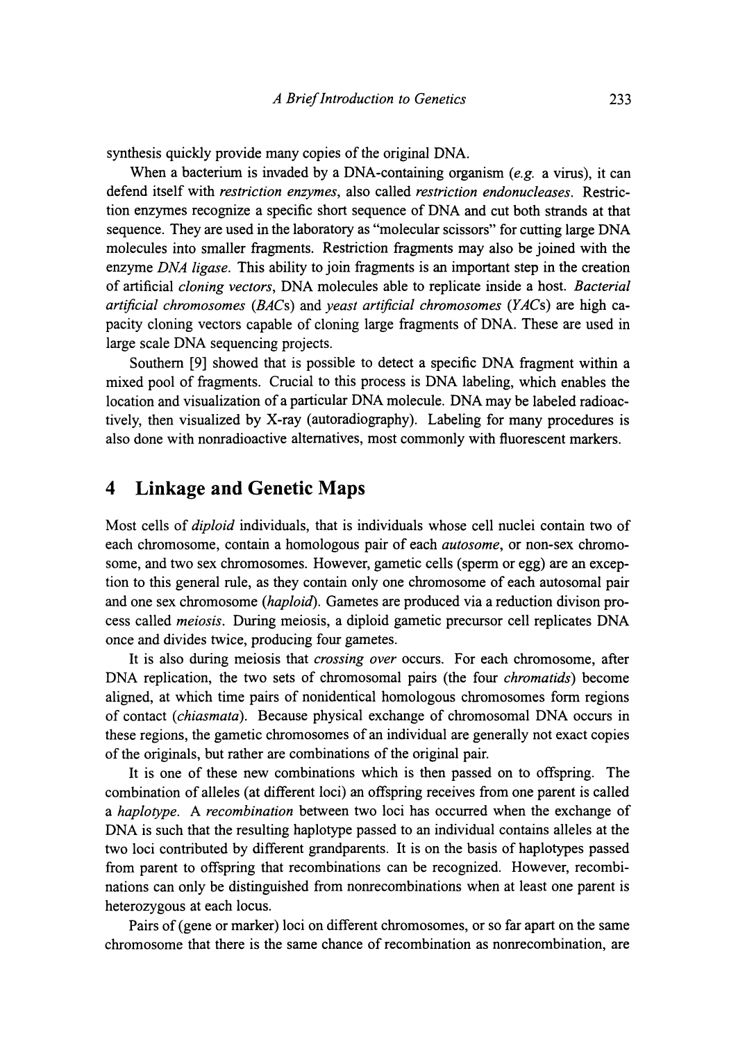synthesis quickly provide many copies of the original DNA.

When a bacterium is invaded by a DNA-containing organism (*e.g.* a virus), it can defend itself with *restriction enzymes*, also called *restriction endonucleases*. Restriction enzymes recognize a specific short sequence of DNA and cut both strands at that sequence. They are used in the laboratory as "molecular scissors" for cutting large DNA molecules into smaller fragments. Restriction fragments may also be joined with the enzyme *DNA ligase*. This ability to join fragments is an important step in the creation of artificial *cloning vectors*, DNA molecules able to replicate inside a host. *Bacterial artificial chromosomes* (*BAC*s) and *yeast artificial chromosomes* (*YAC*s) are high capacity cloning vectors capable of cloning large fragments of DNA. These are used in large scale DNA sequencing projects.

Southern [9] showed that is possible to detect a specific DNA fragment within a mixed pool of fragments. Crucial to this process is DNA labeling, which enables the location and visualization of a particular DNA molecule. DNA may be labeled radioactively, then visualized by X-ray (autoradiography). Labeling for many procedures is also done with nonradioactive alternatives, most commonly with fluorescent markers.

## 4 Linkage and Genetic Maps

Most cells of *diploid* individuals, that is individuals whose cell nuclei contain two of each chromosome, contain a homologous pair of each *autosome*, or non-sex chromosome, and two sex chromosomes. However, gametic cells (sperm or egg) are an exception to this general rule, as they contain only one chromosome of each autosomal pair and one sex chromosome (*haploid*). Gametes are produced via a reduction divison process called *meiosis*. During meiosis, a diploid gametic precursor cell replicates DNA once and divides twice, producing four gametes.

It is also during meiosis that *crossing over* occurs. For each chromosome, after DNA replication, the two sets of chromosomal pairs (the four *chromatids*) become aligned, at which time pairs of nonidentical homologous chromosomes form regions of contact (*chiasmata*). Because physical exchange of chromosomal DNA occurs in these regions, the gametic chromosomes of an individual are generally not exact copies of the originals, but rather are combinations of the original pair.

It is one of these new combinations which is then passed on to offspring. The combination of alleles (at different loci) an offspring receives from one parent is called a *haplotype*. A *recombination* between two loci has occurred when the exchange of DNA is such that the resulting haplotype passed to an individual contains alleles at the two loci contributed by different grandparents. It is on the basis of haplotypes passed from parent to offspring that recombinations can be recognized. However, recombinations can only be distinguished from nonrecombinations when at least one parent is heterozygous at each locus.

Pairs of (gene or marker) loci on different chromosomes, or so far apart on the same chromosome that there is the same chance of recombination as nonrecombination, are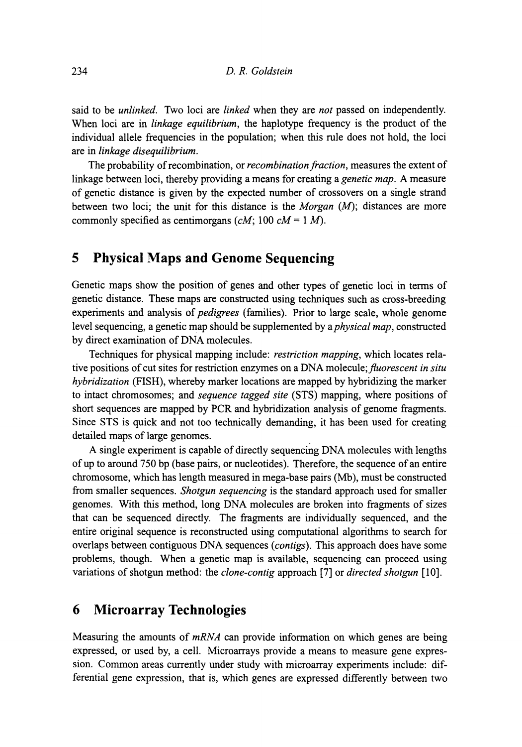said to be *unlinked*. Two loci are *linked* when they are *not* passed on independently. When loci are in *linkage equilibrium*, the haplotype frequency is the product of the individual allele frequencies in the population; when this rule does not hold, the loci are in *linkage disequilibrium*.

The probability of recombination, or *recombination fraction*, measures the extent of linkage between loci, thereby providing a means for creating a *genetic map*. A measure of genetic distance is given by the expected number of crossovers on a single strand between two loci; the unit for this distance is the *Morgan* (*M*); distances are more commonly specified as centimorgans (*cM*; 100 *cM* = 1 *M*).

## 5 Physical Maps and Genome Sequencing

Genetic maps show the position of genes and other types of genetic loci in terms of genetic distance. These maps are constructed using techniques such as cross-breeding experiments and analysis of *pedigrees* (families). Prior to large scale, whole genome level sequencing, a genetic map should be supplemented by a *physical map*, constructed by direct examination of DNA molecules.

Techniques for physical mapping include: *restriction mapping*, which locates relative positions of cut sites for restriction enzymes on a DNA molecule; *fluorescent in situ hybridization* (FISH), whereby marker locations are mapped by hybridizing the marker to intact chromosomes; and *sequence tagged site* (STS) mapping, where positions of short sequences are mapped by PCR and hybridization analysis of genome fragments. Since STS is quick and not too technically demanding, it has been used for creating detailed maps of large genomes.

A single experiment is capable of directly sequencing DNA molecules with lengths of up to around 750 bp (base pairs, or nucleotides). Therefore, the sequence of an entire chromosome, which has length measured in mega-base pairs (Mb), must be constructed from smaller sequences. *Shotgun sequencing* is the standard approach used for smaller genomes. With this method, long DNA molecules are broken into fragments of sizes that can be sequenced directly. The fragments are individually sequenced, and the entire original sequence is reconstructed using computational algorithms to search for overlaps between contiguous DNA sequences (*contigs*). This approach does have some problems, though. When a genetic map is available, sequencing can proceed using variations of shotgun method: the *clone-contig* approach [7] or *directed shotgun* [10].

## 6 Microarray Technologies

Measuring the amounts of *mRNA* can provide information on which genes are being expressed, or used by, a cell. Microarrays provide a means to measure gene expression. Common areas currently under study with microarray experiments include: differential gene expression, that is, which genes are expressed differently between two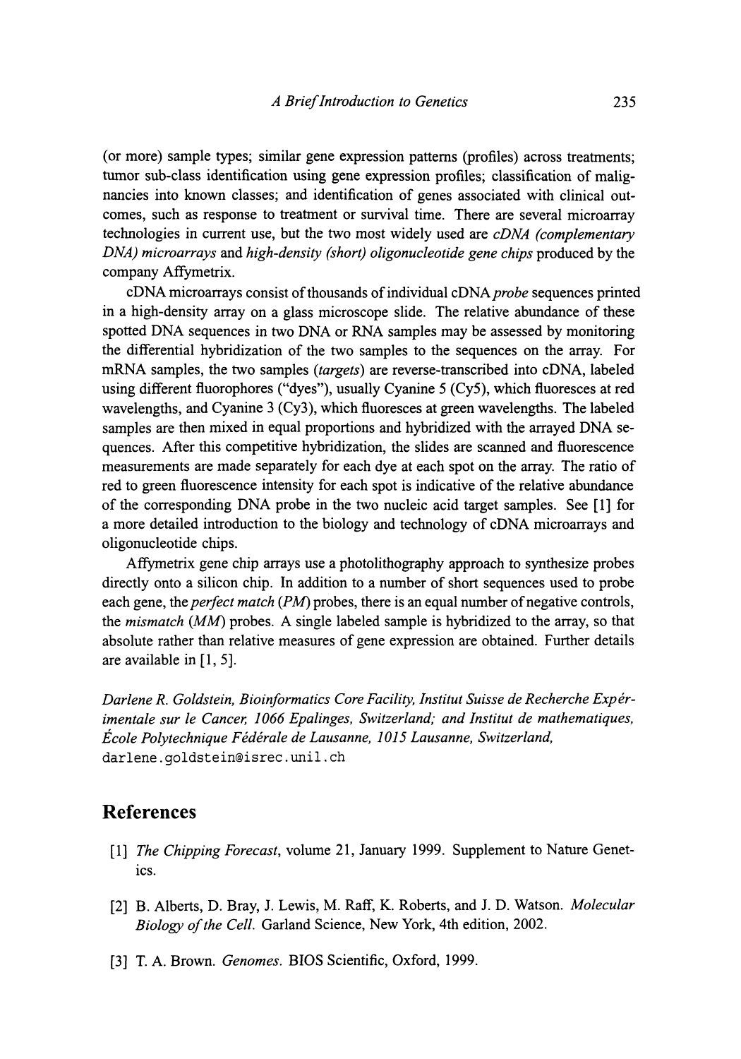(or more) sample types; similar gene expression patterns (profiles) across treatments; tumor sub-class identification using gene expression profiles; classification of malignancies into known classes; and identification of genes associated with clinical outcomes, such as response to treatment or survival time. There are several microarray technologies in current use, but the two most widely used are *cDNA (complementary DNA) microarrays* and *high-density (short) oligonucleotide gene chips* produced by the company Affymetrix.

cDNA microarrays consist of thousands of individual cDNA *probe* sequences printed in a high-density array on a glass microscope slide. The relative abundance of these spotted DNA sequences in two DNA or RNA samples may be assessed by monitoring the differential hybridization of the two samples to the sequences on the array. For mRNA samples, the two samples (*targets*) are reverse-transcribed into cDNA, labeled using different fluorophores ("dyes"), usually Cyanine 5 (Cy5), which fluoresces at red wavelengths, and Cyanine 3 (Cy3), which fluoresces at green wavelengths. The labeled samples are then mixed in equal proportions and hybridized with the arrayed DNA sequences. After this competitive hybridization, the slides are scanned and fluorescence measurements are made separately for each dye at each spot on the array. The ratio of red to green fluorescence intensity for each spot is indicative of the relative abundance of the corresponding DNA probe in the two nucleic acid target samples. See [1] for a more detailed introduction to the biology and technology of cDNA microarrays and oligonucleotide chips.

Affymetrix gene chip arrays use a photolithography approach to synthesize probes directly onto a silicon chip. In addition to a number of short sequences used to probe each gene, the *perfect match (PM)* probes, there is an equal number of negative controls, the *mismatch (MM)* probes. A single labeled sample is hybridized to the array, so that absolute rather than relative measures of gene expression are obtained. Further details are available in [1, 5].

*Darlene R. Goldstein, Bioinformatics Core Facility, Institut Suisse de Recherche Expérimentale sur le Cancer, 1066 Epalinges, Switzerland; and Institut de mathematiques, École Polytechnique Fédérale de Lausanne, 1015 Lausanne, Switzerland,*
`darlene.goldstein@isrec.unil.ch`

## References

[1] *The Chipping Forecast*, volume 21, January 1999. Supplement to Nature Genetics.

[2] B. Alberts, D. Bray, J. Lewis, M. Raff, K. Roberts, and J. D. Watson. *Molecular Biology of the Cell.* Garland Science, New York, 4th edition, 2002.

[3] T. A. Brown. *Genomes.* BIOS Scientific, Oxford, 1999.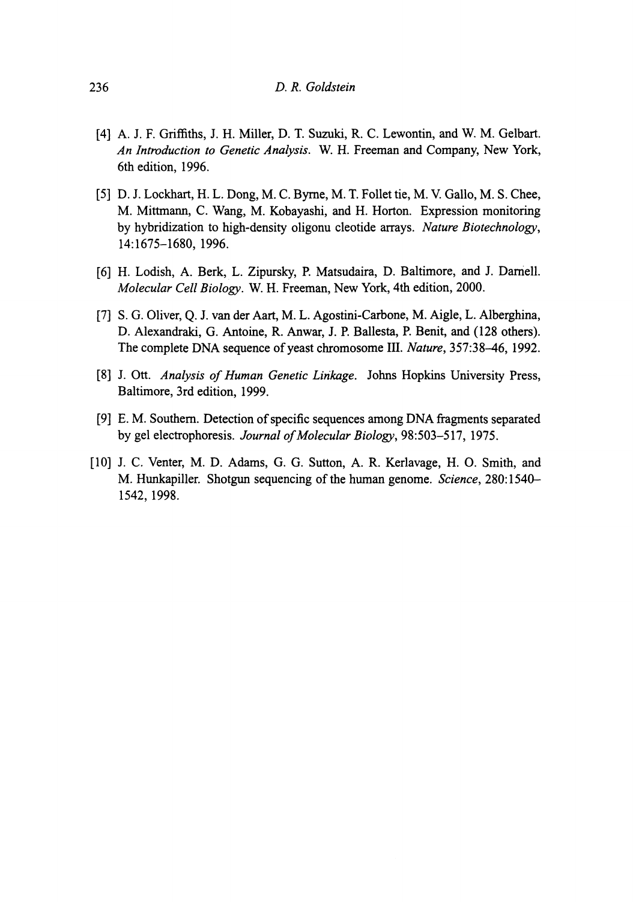[4] A. J. F. Griffiths, J. H. Miller, D. T. Suzuki, R. C. Lewontin, and W. M. Gelbart. *An Introduction to Genetic Analysis*. W. H. Freeman and Company, New York, 6th edition, 1996.

[5] D. J. Lockhart, H. L. Dong, M. C. Byrne, M. T. Follet tie, M. V. Gallo, M. S. Chee, M. Mittmann, C. Wang, M. Kobayashi, and H. Horton. Expression monitoring by hybridization to high-density oligonu cleotide arrays. *Nature Biotechnology*, 14:1675–1680, 1996.

[6] H. Lodish, A. Berk, L. Zipursky, P. Matsudaira, D. Baltimore, and J. Darnell. *Molecular Cell Biology*. W. H. Freeman, New York, 4th edition, 2000.

[7] S. G. Oliver, Q. J. van der Aart, M. L. Agostini-Carbone, M. Aigle, L. Alberghina, D. Alexandraki, G. Antoine, R. Anwar, J. P. Ballesta, P. Benit, and (128 others). The complete DNA sequence of yeast chromosome III. *Nature*, 357:38–46, 1992.

[8] J. Ott. *Analysis of Human Genetic Linkage*. Johns Hopkins University Press, Baltimore, 3rd edition, 1999.

[9] E. M. Southern. Detection of specific sequences among DNA fragments separated by gel electrophoresis. *Journal of Molecular Biology*, 98:503–517, 1975.

[10] J. C. Venter, M. D. Adams, G. G. Sutton, A. R. Kerlavage, H. O. Smith, and M. Hunkapiller. Shotgun sequencing of the human genome. *Science*, 280:1540–1542, 1998.